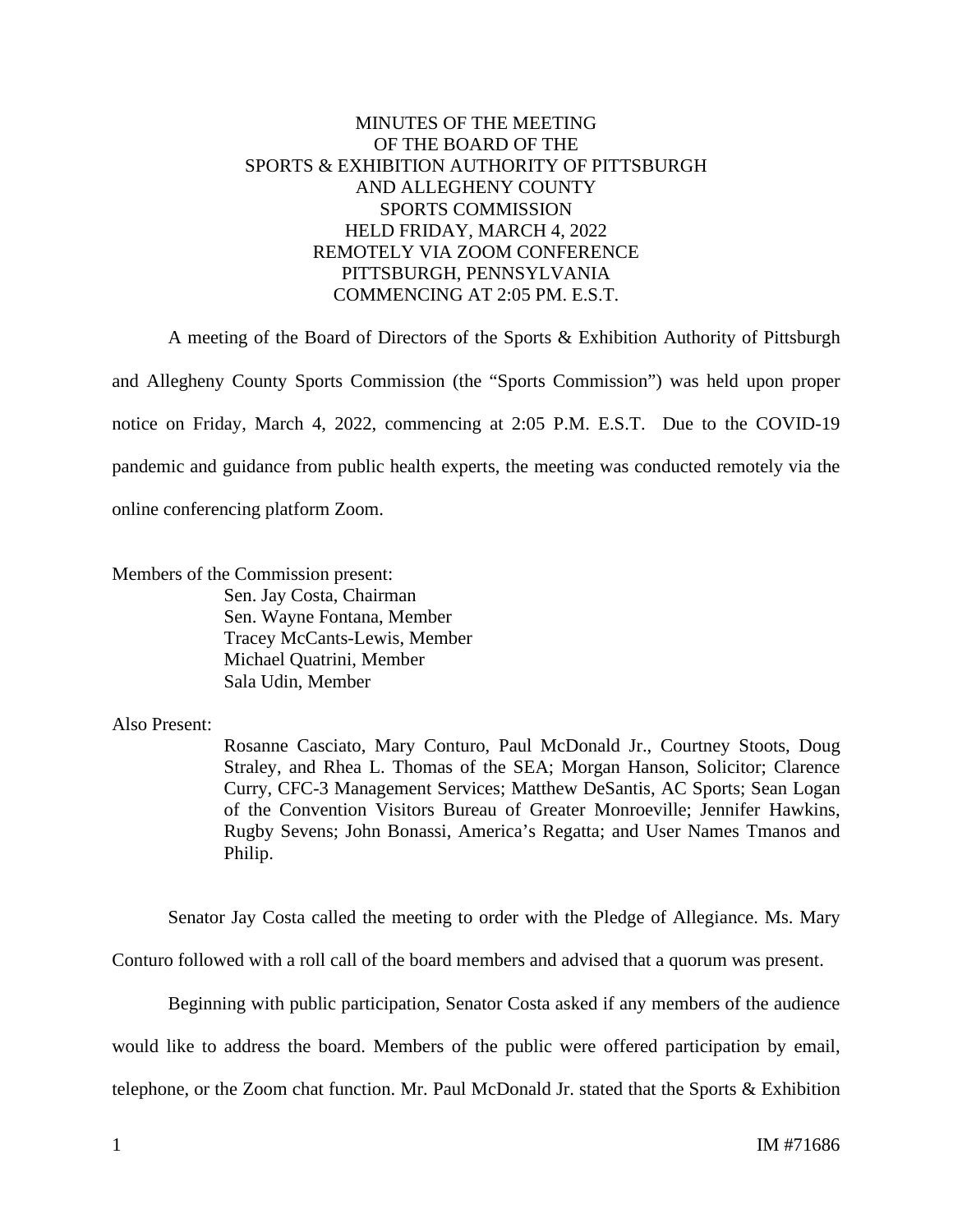MINUTES OF THE MEETING
OF THE BOARD OF THE
SPORTS & EXHIBITION AUTHORITY OF PITTSBURGH
AND ALLEGHENY COUNTY
SPORTS COMMISSION
HELD FRIDAY, MARCH 4, 2022
REMOTELY VIA ZOOM CONFERENCE
PITTSBURGH, PENNSYLVANIA
COMMENCING AT 2:05 PM. E.S.T.

A meeting of the Board of Directors of the Sports & Exhibition Authority of Pittsburgh and Allegheny County Sports Commission (the "Sports Commission") was held upon proper notice on Friday, March 4, 2022, commencing at 2:05 P.M. E.S.T. Due to the COVID-19 pandemic and guidance from public health experts, the meeting was conducted remotely via the online conferencing platform Zoom.

Members of the Commission present:

Sen. Jay Costa, Chairman
Sen. Wayne Fontana, Member
Tracey McCants-Lewis, Member
Michael Quatrini, Member
Sala Udin, Member

Also Present:

Rosanne Casciato, Mary Conturo, Paul McDonald Jr., Courtney Stoots, Doug Straley, and Rhea L. Thomas of the SEA; Morgan Hanson, Solicitor; Clarence Curry, CFC-3 Management Services; Matthew DeSantis, AC Sports; Sean Logan of the Convention Visitors Bureau of Greater Monroeville; Jennifer Hawkins, Rugby Sevens; John Bonassi, America's Regatta; and User Names Tmanos and Philip.

Senator Jay Costa called the meeting to order with the Pledge of Allegiance. Ms. Mary Conturo followed with a roll call of the board members and advised that a quorum was present.

Beginning with public participation, Senator Costa asked if any members of the audience would like to address the board. Members of the public were offered participation by email, telephone, or the Zoom chat function. Mr. Paul McDonald Jr. stated that the Sports & Exhibition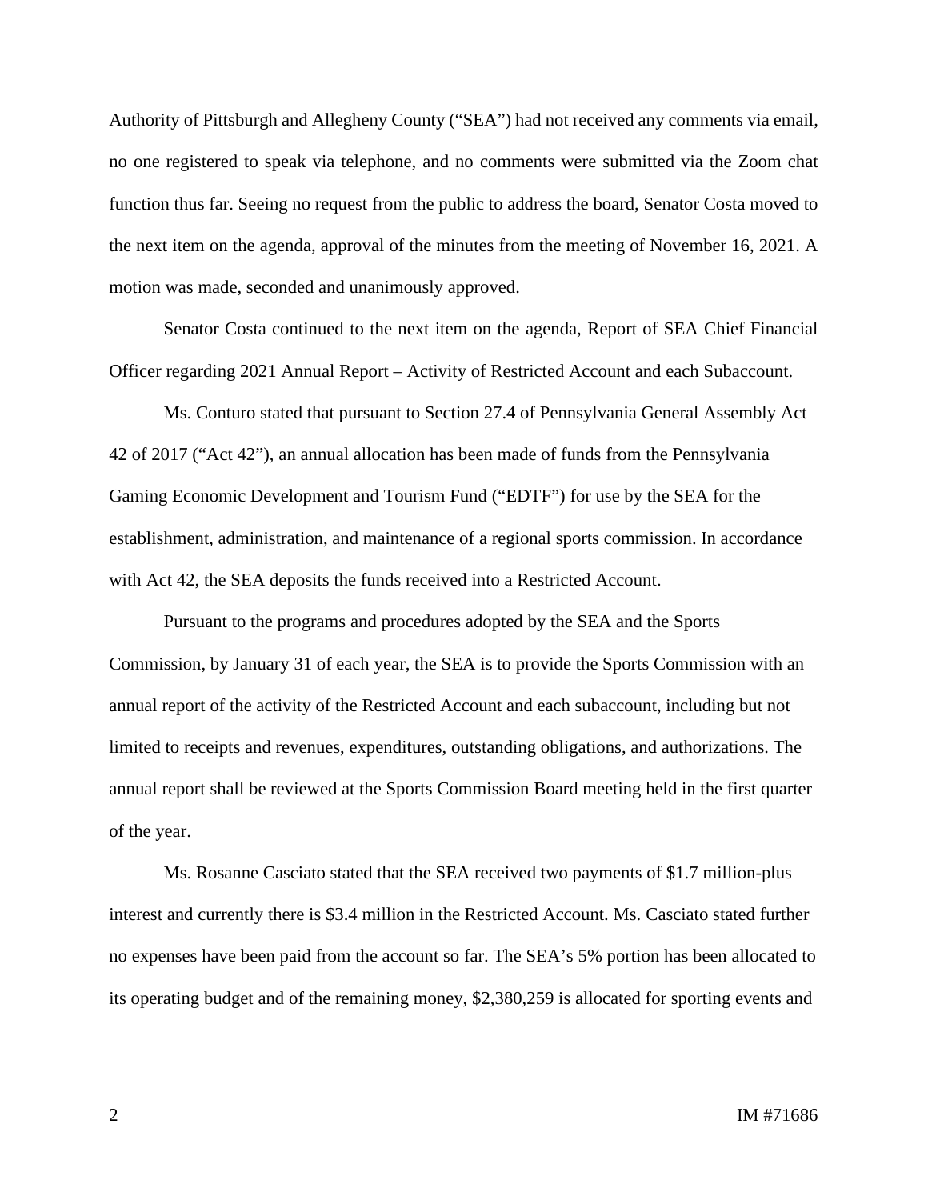Authority of Pittsburgh and Allegheny County ("SEA") had not received any comments via email, no one registered to speak via telephone, and no comments were submitted via the Zoom chat function thus far. Seeing no request from the public to address the board, Senator Costa moved to the next item on the agenda, approval of the minutes from the meeting of November 16, 2021. A motion was made, seconded and unanimously approved.

Senator Costa continued to the next item on the agenda, Report of SEA Chief Financial Officer regarding 2021 Annual Report – Activity of Restricted Account and each Subaccount.

Ms. Conturo stated that pursuant to Section 27.4 of Pennsylvania General Assembly Act 42 of 2017 ("Act 42"), an annual allocation has been made of funds from the Pennsylvania Gaming Economic Development and Tourism Fund ("EDTF") for use by the SEA for the establishment, administration, and maintenance of a regional sports commission. In accordance with Act 42, the SEA deposits the funds received into a Restricted Account.

Pursuant to the programs and procedures adopted by the SEA and the Sports Commission, by January 31 of each year, the SEA is to provide the Sports Commission with an annual report of the activity of the Restricted Account and each subaccount, including but not limited to receipts and revenues, expenditures, outstanding obligations, and authorizations. The annual report shall be reviewed at the Sports Commission Board meeting held in the first quarter of the year.

Ms. Rosanne Casciato stated that the SEA received two payments of $1.7 million-plus interest and currently there is $3.4 million in the Restricted Account. Ms. Casciato stated further no expenses have been paid from the account so far. The SEA's 5% portion has been allocated to its operating budget and of the remaining money, $2,380,259 is allocated for sporting events and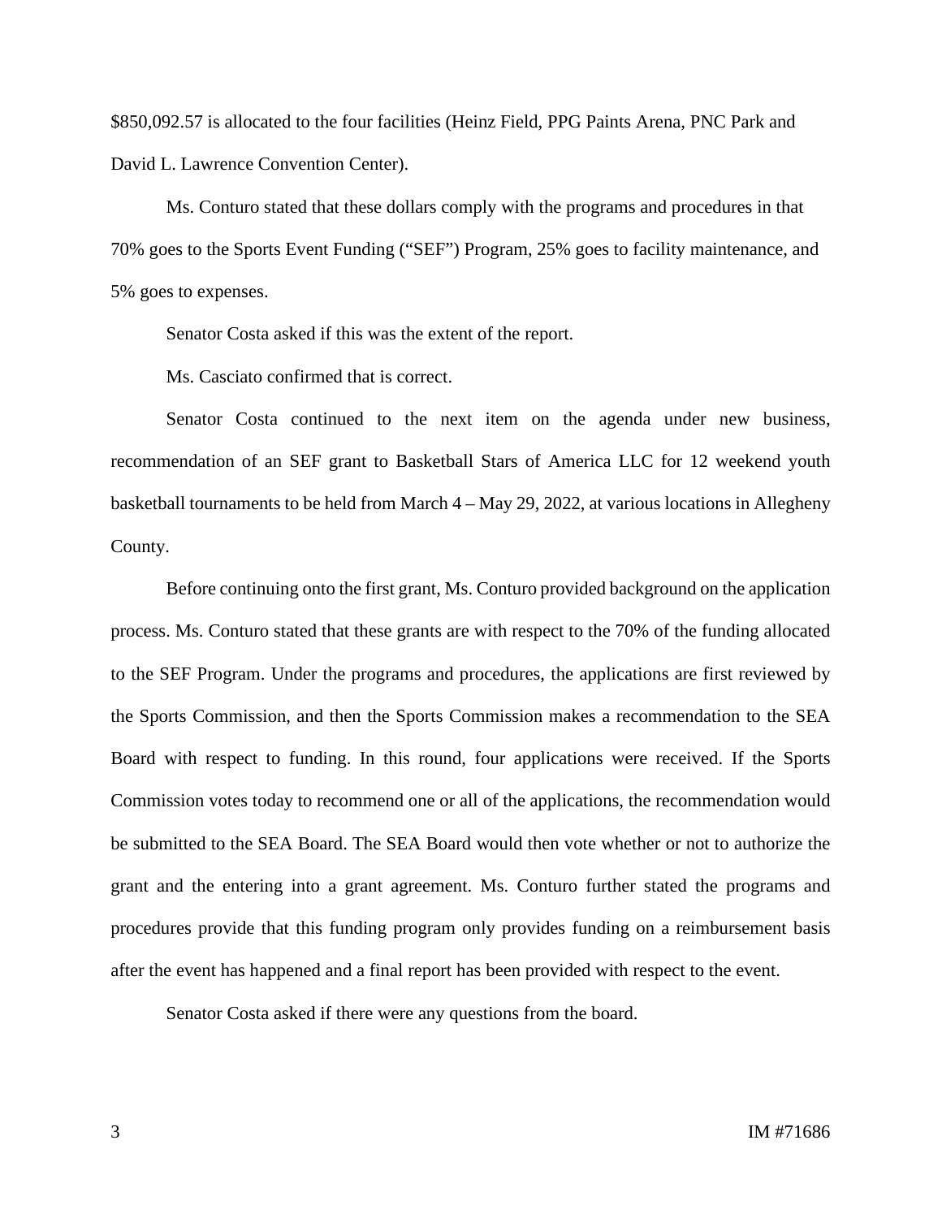$850,092.57 is allocated to the four facilities (Heinz Field, PPG Paints Arena, PNC Park and David L. Lawrence Convention Center).

Ms. Conturo stated that these dollars comply with the programs and procedures in that 70% goes to the Sports Event Funding ("SEF") Program, 25% goes to facility maintenance, and 5% goes to expenses.

Senator Costa asked if this was the extent of the report.

Ms. Casciato confirmed that is correct.

Senator Costa continued to the next item on the agenda under new business, recommendation of an SEF grant to Basketball Stars of America LLC for 12 weekend youth basketball tournaments to be held from March 4 – May 29, 2022, at various locations in Allegheny County.

Before continuing onto the first grant, Ms. Conturo provided background on the application process. Ms. Conturo stated that these grants are with respect to the 70% of the funding allocated to the SEF Program. Under the programs and procedures, the applications are first reviewed by the Sports Commission, and then the Sports Commission makes a recommendation to the SEA Board with respect to funding. In this round, four applications were received. If the Sports Commission votes today to recommend one or all of the applications, the recommendation would be submitted to the SEA Board. The SEA Board would then vote whether or not to authorize the grant and the entering into a grant agreement. Ms. Conturo further stated the programs and procedures provide that this funding program only provides funding on a reimbursement basis after the event has happened and a final report has been provided with respect to the event.

Senator Costa asked if there were any questions from the board.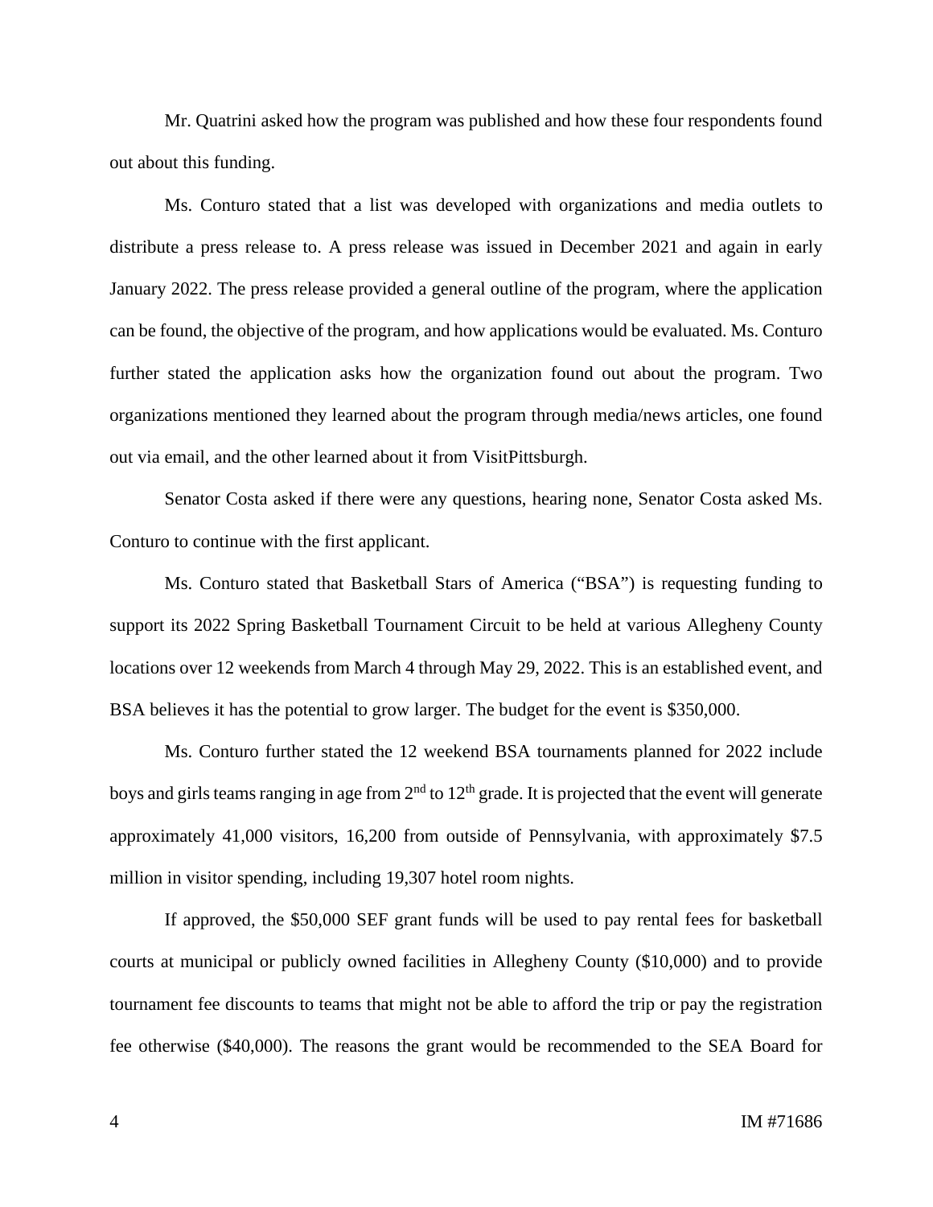Mr. Quatrini asked how the program was published and how these four respondents found out about this funding.

Ms. Conturo stated that a list was developed with organizations and media outlets to distribute a press release to. A press release was issued in December 2021 and again in early January 2022. The press release provided a general outline of the program, where the application can be found, the objective of the program, and how applications would be evaluated. Ms. Conturo further stated the application asks how the organization found out about the program. Two organizations mentioned they learned about the program through media/news articles, one found out via email, and the other learned about it from VisitPittsburgh.

Senator Costa asked if there were any questions, hearing none, Senator Costa asked Ms. Conturo to continue with the first applicant.

Ms. Conturo stated that Basketball Stars of America ("BSA") is requesting funding to support its 2022 Spring Basketball Tournament Circuit to be held at various Allegheny County locations over 12 weekends from March 4 through May 29, 2022. This is an established event, and BSA believes it has the potential to grow larger. The budget for the event is $350,000.

Ms. Conturo further stated the 12 weekend BSA tournaments planned for 2022 include boys and girls teams ranging in age from 2nd to 12th grade. It is projected that the event will generate approximately 41,000 visitors, 16,200 from outside of Pennsylvania, with approximately $7.5 million in visitor spending, including 19,307 hotel room nights.

If approved, the $50,000 SEF grant funds will be used to pay rental fees for basketball courts at municipal or publicly owned facilities in Allegheny County ($10,000) and to provide tournament fee discounts to teams that might not be able to afford the trip or pay the registration fee otherwise ($40,000). The reasons the grant would be recommended to the SEA Board for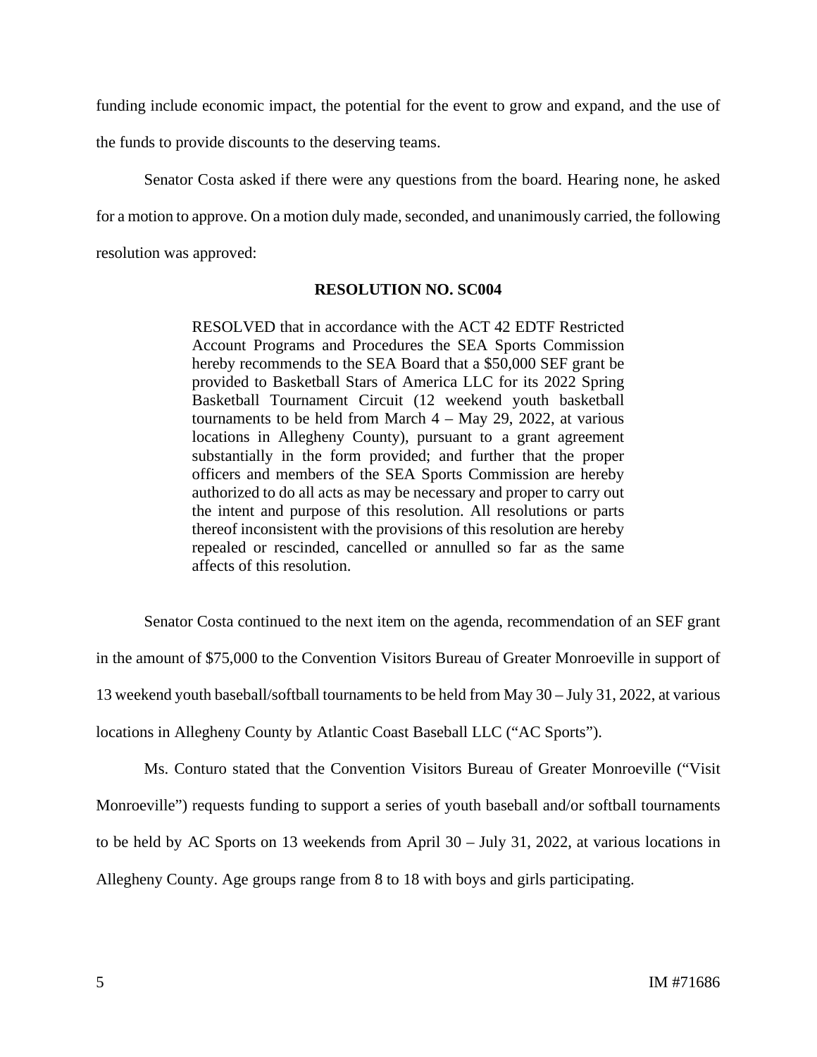funding include economic impact, the potential for the event to grow and expand, and the use of the funds to provide discounts to the deserving teams.

Senator Costa asked if there were any questions from the board. Hearing none, he asked for a motion to approve. On a motion duly made, seconded, and unanimously carried, the following resolution was approved:

**RESOLUTION NO. SC004**

> RESOLVED that in accordance with the ACT 42 EDTF Restricted Account Programs and Procedures the SEA Sports Commission hereby recommends to the SEA Board that a $50,000 SEF grant be provided to Basketball Stars of America LLC for its 2022 Spring Basketball Tournament Circuit (12 weekend youth basketball tournaments to be held from March 4 – May 29, 2022, at various locations in Allegheny County), pursuant to a grant agreement substantially in the form provided; and further that the proper officers and members of the SEA Sports Commission are hereby authorized to do all acts as may be necessary and proper to carry out the intent and purpose of this resolution. All resolutions or parts thereof inconsistent with the provisions of this resolution are hereby repealed or rescinded, cancelled or annulled so far as the same affects of this resolution.

Senator Costa continued to the next item on the agenda, recommendation of an SEF grant in the amount of $75,000 to the Convention Visitors Bureau of Greater Monroeville in support of 13 weekend youth baseball/softball tournaments to be held from May 30 – July 31, 2022, at various locations in Allegheny County by Atlantic Coast Baseball LLC ("AC Sports").

Ms. Conturo stated that the Convention Visitors Bureau of Greater Monroeville ("Visit Monroeville") requests funding to support a series of youth baseball and/or softball tournaments to be held by AC Sports on 13 weekends from April 30 – July 31, 2022, at various locations in Allegheny County. Age groups range from 8 to 18 with boys and girls participating.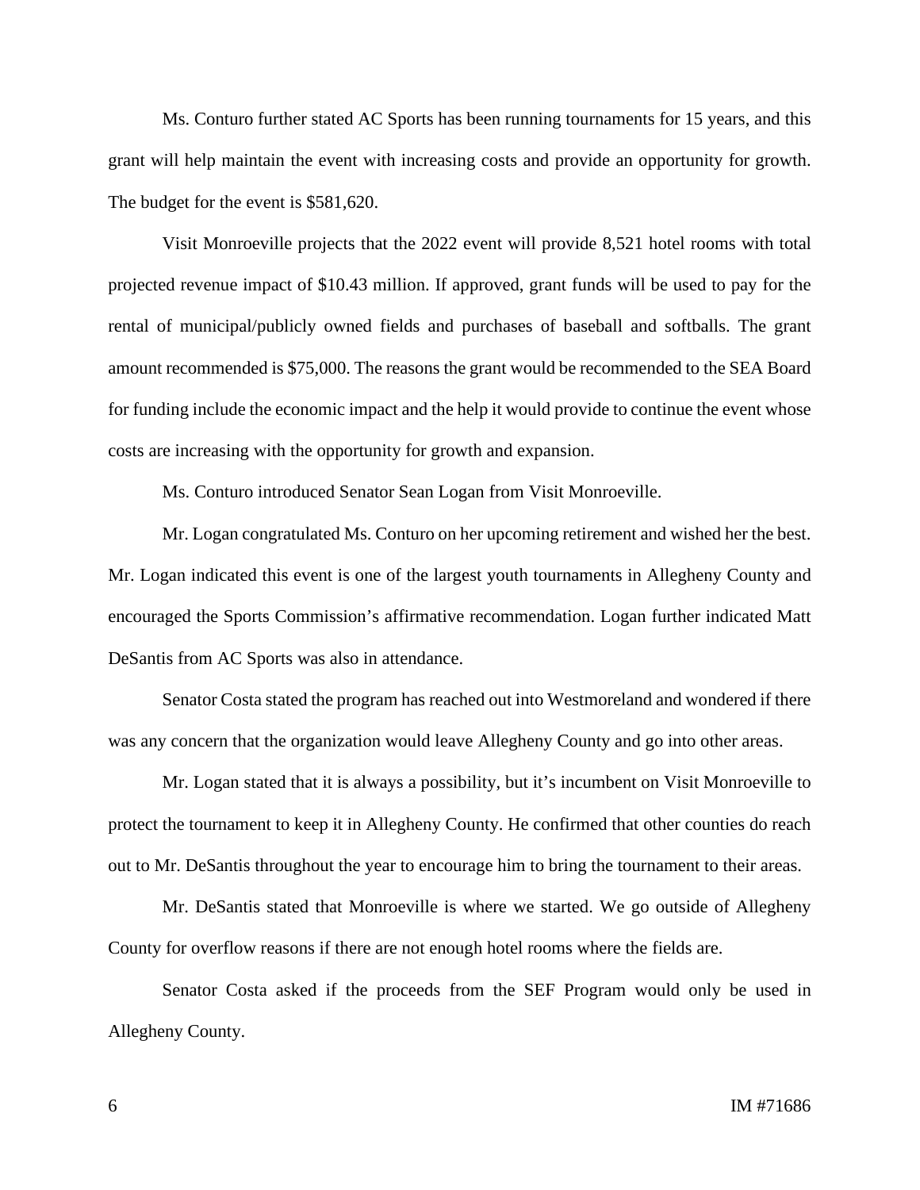Ms. Conturo further stated AC Sports has been running tournaments for 15 years, and this grant will help maintain the event with increasing costs and provide an opportunity for growth. The budget for the event is $581,620.

Visit Monroeville projects that the 2022 event will provide 8,521 hotel rooms with total projected revenue impact of $10.43 million. If approved, grant funds will be used to pay for the rental of municipal/publicly owned fields and purchases of baseball and softballs. The grant amount recommended is $75,000. The reasons the grant would be recommended to the SEA Board for funding include the economic impact and the help it would provide to continue the event whose costs are increasing with the opportunity for growth and expansion.

Ms. Conturo introduced Senator Sean Logan from Visit Monroeville.

Mr. Logan congratulated Ms. Conturo on her upcoming retirement and wished her the best. Mr. Logan indicated this event is one of the largest youth tournaments in Allegheny County and encouraged the Sports Commission's affirmative recommendation. Logan further indicated Matt DeSantis from AC Sports was also in attendance.

Senator Costa stated the program has reached out into Westmoreland and wondered if there was any concern that the organization would leave Allegheny County and go into other areas.

Mr. Logan stated that it is always a possibility, but it's incumbent on Visit Monroeville to protect the tournament to keep it in Allegheny County. He confirmed that other counties do reach out to Mr. DeSantis throughout the year to encourage him to bring the tournament to their areas.

Mr. DeSantis stated that Monroeville is where we started. We go outside of Allegheny County for overflow reasons if there are not enough hotel rooms where the fields are.

Senator Costa asked if the proceeds from the SEF Program would only be used in Allegheny County.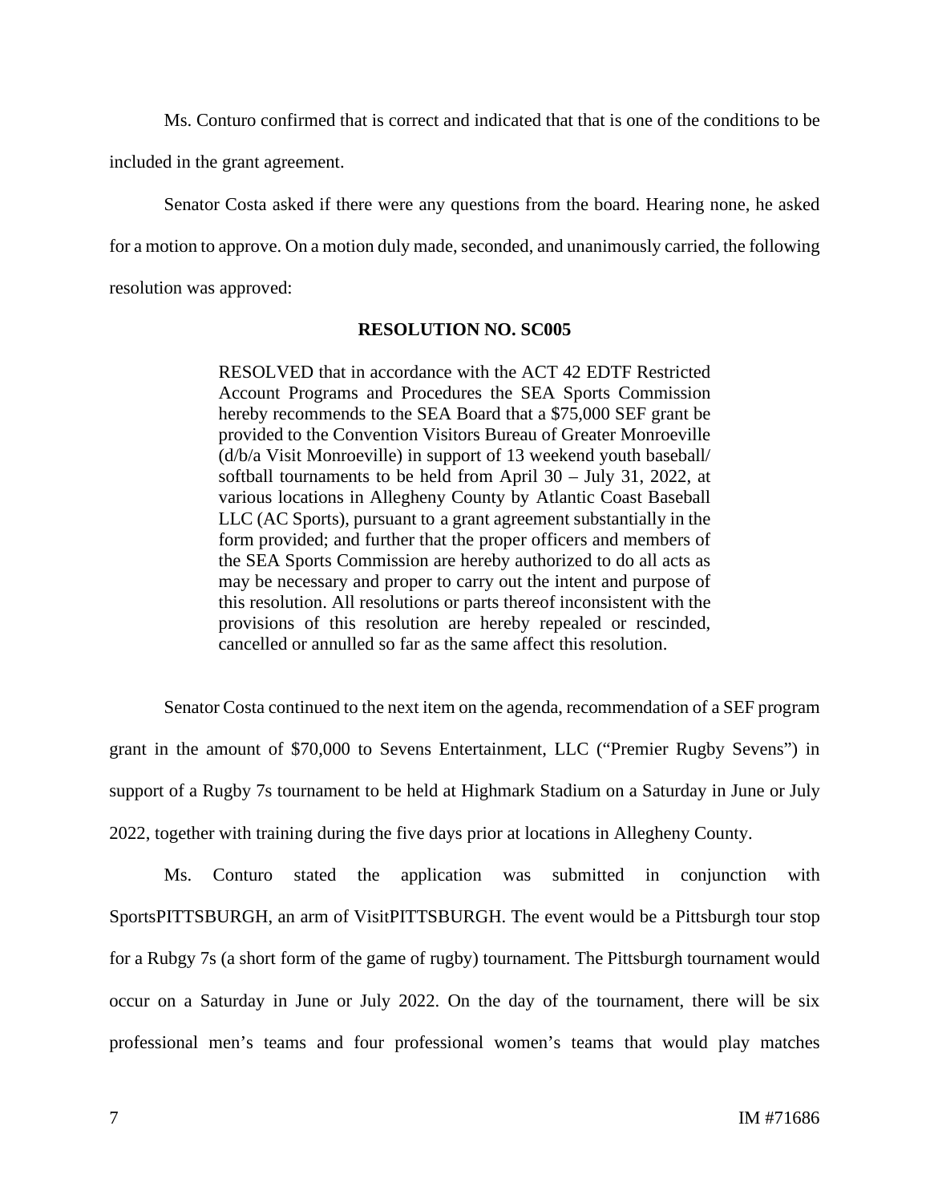Ms. Conturo confirmed that is correct and indicated that that is one of the conditions to be included in the grant agreement.

Senator Costa asked if there were any questions from the board. Hearing none, he asked for a motion to approve. On a motion duly made, seconded, and unanimously carried, the following resolution was approved:

**RESOLUTION NO. SC005**

> RESOLVED that in accordance with the ACT 42 EDTF Restricted Account Programs and Procedures the SEA Sports Commission hereby recommends to the SEA Board that a $75,000 SEF grant be provided to the Convention Visitors Bureau of Greater Monroeville (d/b/a Visit Monroeville) in support of 13 weekend youth baseball/ softball tournaments to be held from April 30 – July 31, 2022, at various locations in Allegheny County by Atlantic Coast Baseball LLC (AC Sports), pursuant to a grant agreement substantially in the form provided; and further that the proper officers and members of the SEA Sports Commission are hereby authorized to do all acts as may be necessary and proper to carry out the intent and purpose of this resolution. All resolutions or parts thereof inconsistent with the provisions of this resolution are hereby repealed or rescinded, cancelled or annulled so far as the same affect this resolution.

Senator Costa continued to the next item on the agenda, recommendation of a SEF program grant in the amount of $70,000 to Sevens Entertainment, LLC ("Premier Rugby Sevens") in support of a Rugby 7s tournament to be held at Highmark Stadium on a Saturday in June or July 2022, together with training during the five days prior at locations in Allegheny County.

Ms. Conturo stated the application was submitted in conjunction with SportsPITTSBURGH, an arm of VisitPITTSBURGH. The event would be a Pittsburgh tour stop for a Rubgy 7s (a short form of the game of rugby) tournament. The Pittsburgh tournament would occur on a Saturday in June or July 2022. On the day of the tournament, there will be six professional men's teams and four professional women's teams that would play matches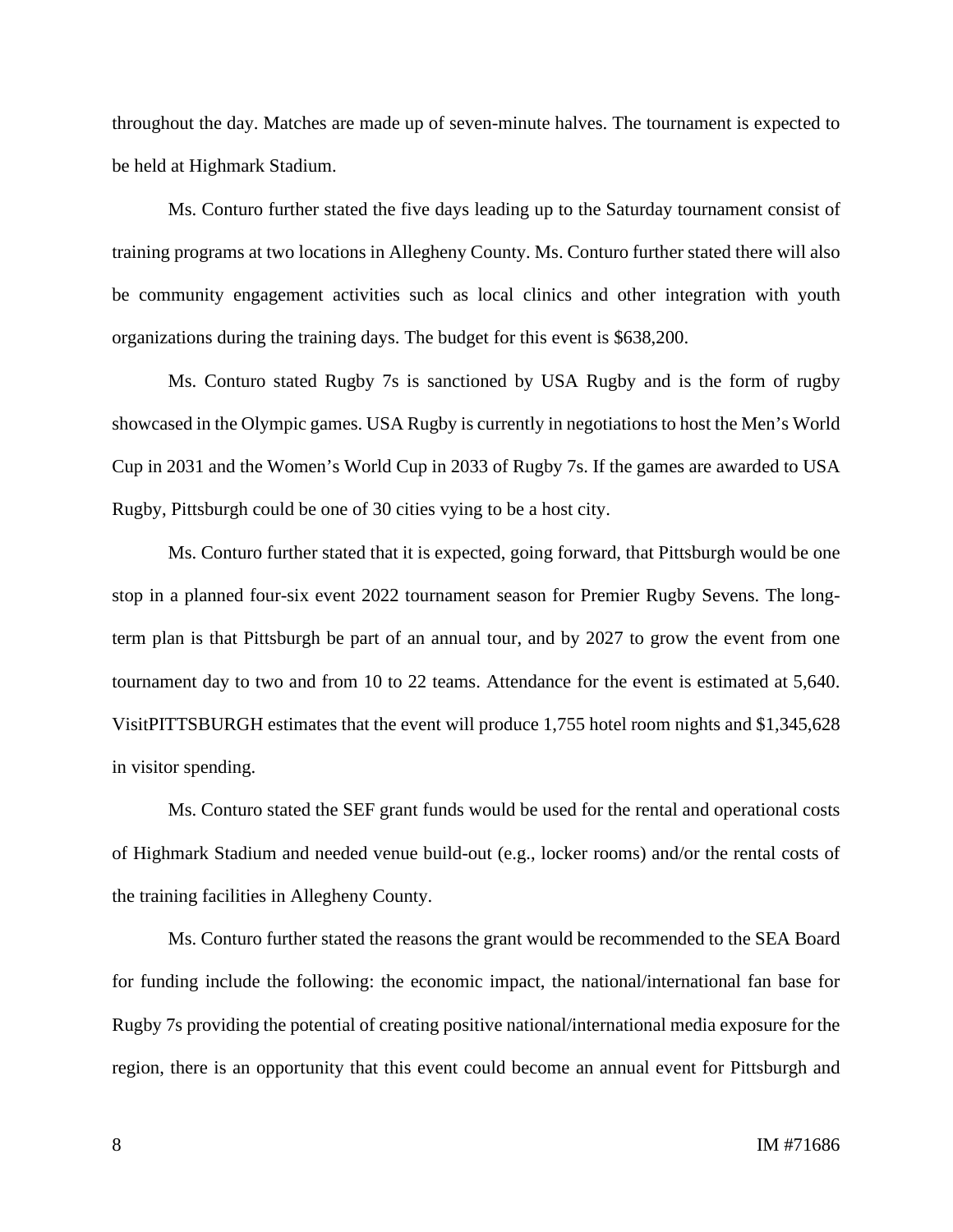throughout the day. Matches are made up of seven-minute halves. The tournament is expected to be held at Highmark Stadium.

Ms. Conturo further stated the five days leading up to the Saturday tournament consist of training programs at two locations in Allegheny County. Ms. Conturo further stated there will also be community engagement activities such as local clinics and other integration with youth organizations during the training days. The budget for this event is $638,200.

Ms. Conturo stated Rugby 7s is sanctioned by USA Rugby and is the form of rugby showcased in the Olympic games. USA Rugby is currently in negotiations to host the Men's World Cup in 2031 and the Women's World Cup in 2033 of Rugby 7s. If the games are awarded to USA Rugby, Pittsburgh could be one of 30 cities vying to be a host city.

Ms. Conturo further stated that it is expected, going forward, that Pittsburgh would be one stop in a planned four-six event 2022 tournament season for Premier Rugby Sevens. The long-term plan is that Pittsburgh be part of an annual tour, and by 2027 to grow the event from one tournament day to two and from 10 to 22 teams. Attendance for the event is estimated at 5,640. VisitPITTSBURGH estimates that the event will produce 1,755 hotel room nights and $1,345,628 in visitor spending.

Ms. Conturo stated the SEF grant funds would be used for the rental and operational costs of Highmark Stadium and needed venue build-out (e.g., locker rooms) and/or the rental costs of the training facilities in Allegheny County.

Ms. Conturo further stated the reasons the grant would be recommended to the SEA Board for funding include the following: the economic impact, the national/international fan base for Rugby 7s providing the potential of creating positive national/international media exposure for the region, there is an opportunity that this event could become an annual event for Pittsburgh and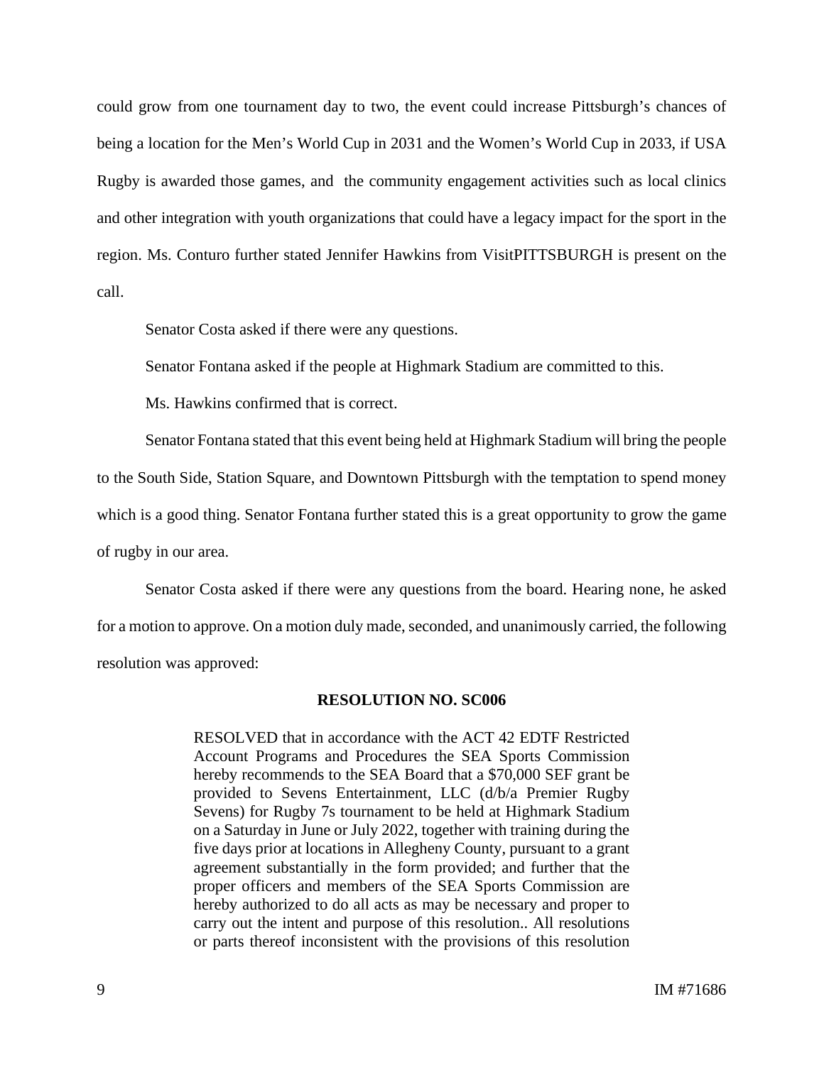could grow from one tournament day to two, the event could increase Pittsburgh's chances of being a location for the Men's World Cup in 2031 and the Women's World Cup in 2033, if USA Rugby is awarded those games, and the community engagement activities such as local clinics and other integration with youth organizations that could have a legacy impact for the sport in the region. Ms. Conturo further stated Jennifer Hawkins from VisitPITTSBURGH is present on the call.

Senator Costa asked if there were any questions.

Senator Fontana asked if the people at Highmark Stadium are committed to this.

Ms. Hawkins confirmed that is correct.

Senator Fontana stated that this event being held at Highmark Stadium will bring the people to the South Side, Station Square, and Downtown Pittsburgh with the temptation to spend money which is a good thing. Senator Fontana further stated this is a great opportunity to grow the game of rugby in our area.

Senator Costa asked if there were any questions from the board. Hearing none, he asked for a motion to approve. On a motion duly made, seconded, and unanimously carried, the following resolution was approved:

**RESOLUTION NO. SC006**

> RESOLVED that in accordance with the ACT 42 EDTF Restricted Account Programs and Procedures the SEA Sports Commission hereby recommends to the SEA Board that a $70,000 SEF grant be provided to Sevens Entertainment, LLC (d/b/a Premier Rugby Sevens) for Rugby 7s tournament to be held at Highmark Stadium on a Saturday in June or July 2022, together with training during the five days prior at locations in Allegheny County, pursuant to a grant agreement substantially in the form provided; and further that the proper officers and members of the SEA Sports Commission are hereby authorized to do all acts as may be necessary and proper to carry out the intent and purpose of this resolution.. All resolutions or parts thereof inconsistent with the provisions of this resolution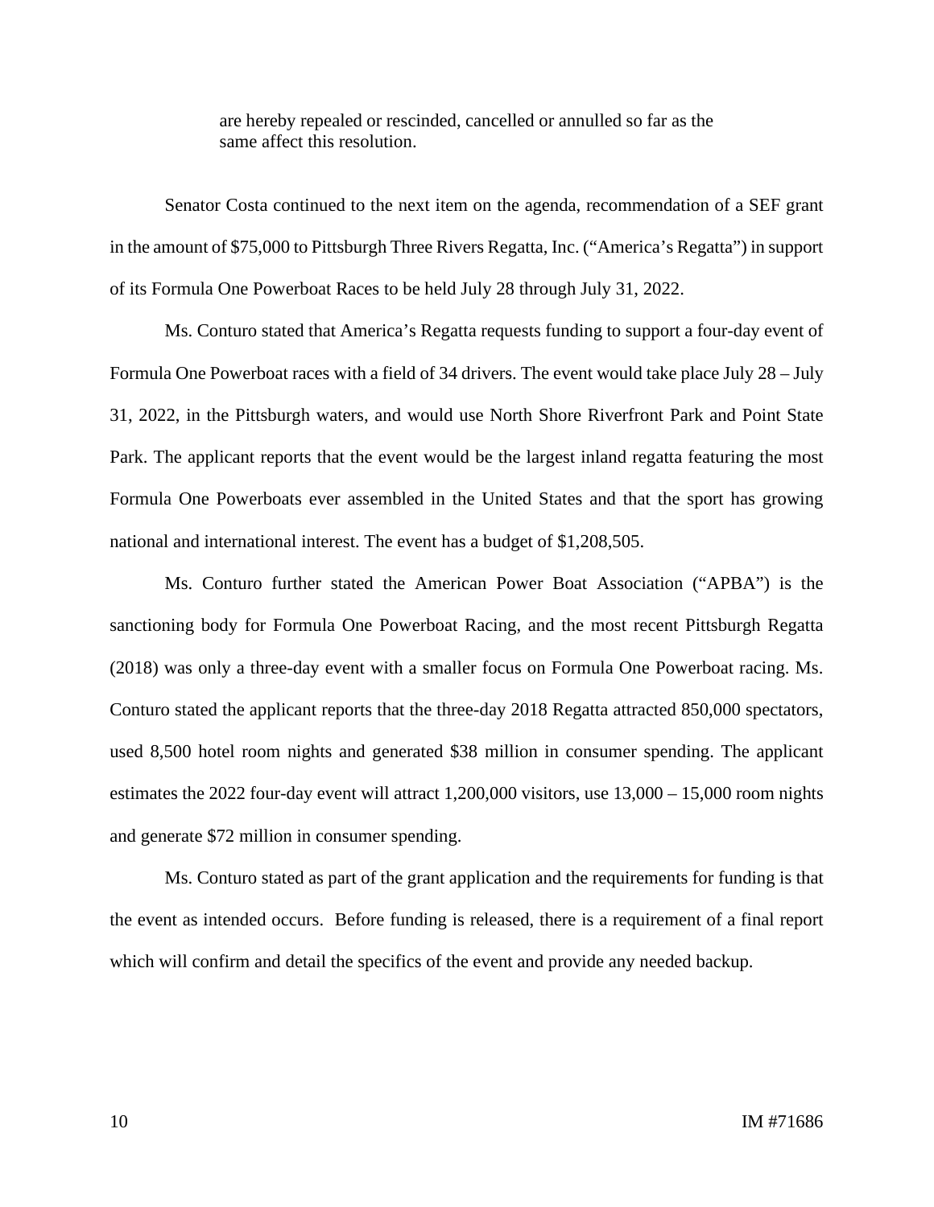> are hereby repealed or rescinded, cancelled or annulled so far as the same affect this resolution.

Senator Costa continued to the next item on the agenda, recommendation of a SEF grant in the amount of $75,000 to Pittsburgh Three Rivers Regatta, Inc. ("America's Regatta") in support of its Formula One Powerboat Races to be held July 28 through July 31, 2022.

Ms. Conturo stated that America's Regatta requests funding to support a four-day event of Formula One Powerboat races with a field of 34 drivers. The event would take place July 28 – July 31, 2022, in the Pittsburgh waters, and would use North Shore Riverfront Park and Point State Park. The applicant reports that the event would be the largest inland regatta featuring the most Formula One Powerboats ever assembled in the United States and that the sport has growing national and international interest. The event has a budget of $1,208,505.

Ms. Conturo further stated the American Power Boat Association ("APBA") is the sanctioning body for Formula One Powerboat Racing, and the most recent Pittsburgh Regatta (2018) was only a three-day event with a smaller focus on Formula One Powerboat racing. Ms. Conturo stated the applicant reports that the three-day 2018 Regatta attracted 850,000 spectators, used 8,500 hotel room nights and generated $38 million in consumer spending. The applicant estimates the 2022 four-day event will attract 1,200,000 visitors, use 13,000 – 15,000 room nights and generate $72 million in consumer spending.

Ms. Conturo stated as part of the grant application and the requirements for funding is that the event as intended occurs. Before funding is released, there is a requirement of a final report which will confirm and detail the specifics of the event and provide any needed backup.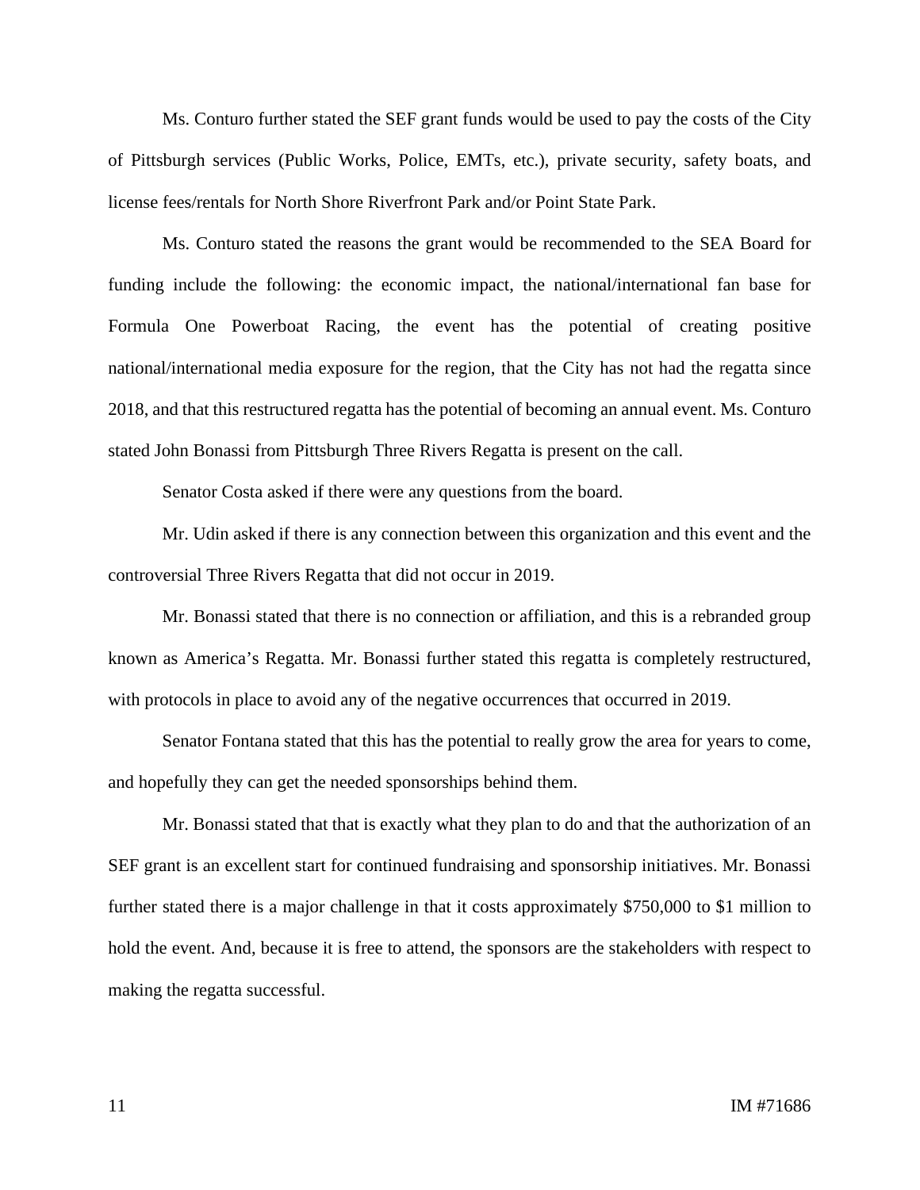Ms. Conturo further stated the SEF grant funds would be used to pay the costs of the City of Pittsburgh services (Public Works, Police, EMTs, etc.), private security, safety boats, and license fees/rentals for North Shore Riverfront Park and/or Point State Park.

Ms. Conturo stated the reasons the grant would be recommended to the SEA Board for funding include the following: the economic impact, the national/international fan base for Formula One Powerboat Racing, the event has the potential of creating positive national/international media exposure for the region, that the City has not had the regatta since 2018, and that this restructured regatta has the potential of becoming an annual event. Ms. Conturo stated John Bonassi from Pittsburgh Three Rivers Regatta is present on the call.

Senator Costa asked if there were any questions from the board.

Mr. Udin asked if there is any connection between this organization and this event and the controversial Three Rivers Regatta that did not occur in 2019.

Mr. Bonassi stated that there is no connection or affiliation, and this is a rebranded group known as America's Regatta. Mr. Bonassi further stated this regatta is completely restructured, with protocols in place to avoid any of the negative occurrences that occurred in 2019.

Senator Fontana stated that this has the potential to really grow the area for years to come, and hopefully they can get the needed sponsorships behind them.

Mr. Bonassi stated that that is exactly what they plan to do and that the authorization of an SEF grant is an excellent start for continued fundraising and sponsorship initiatives. Mr. Bonassi further stated there is a major challenge in that it costs approximately $750,000 to $1 million to hold the event. And, because it is free to attend, the sponsors are the stakeholders with respect to making the regatta successful.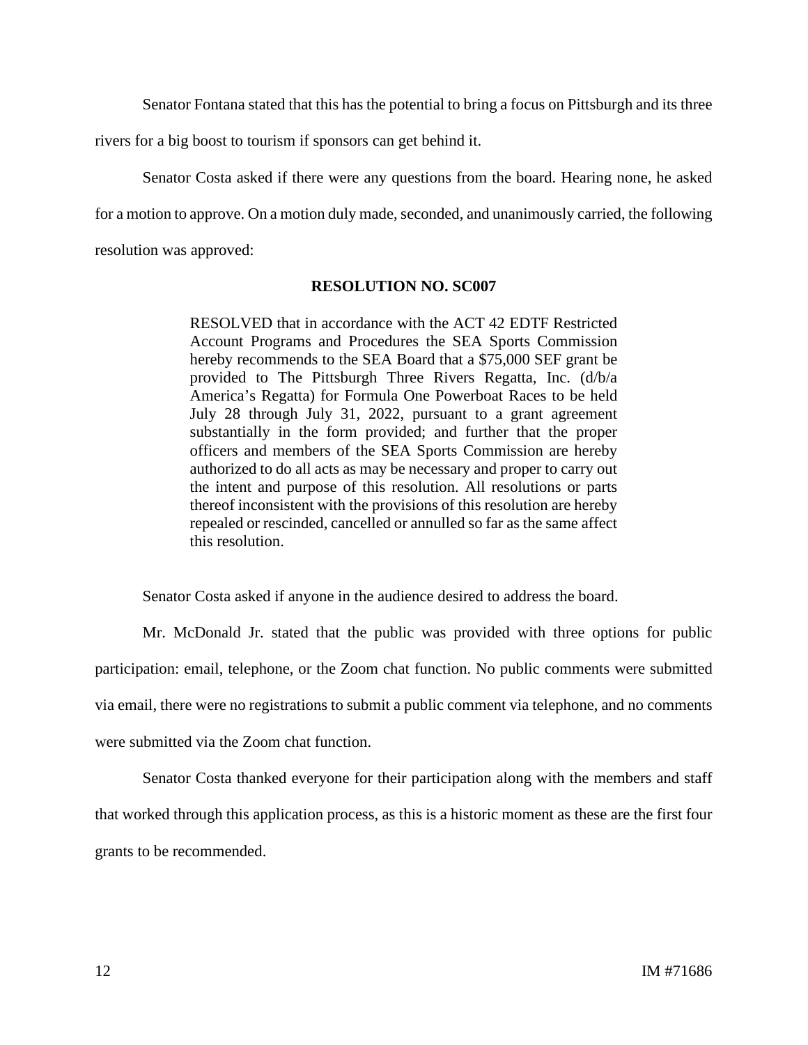Senator Fontana stated that this has the potential to bring a focus on Pittsburgh and its three rivers for a big boost to tourism if sponsors can get behind it.

Senator Costa asked if there were any questions from the board. Hearing none, he asked for a motion to approve. On a motion duly made, seconded, and unanimously carried, the following resolution was approved:

**RESOLUTION NO. SC007**

> RESOLVED that in accordance with the ACT 42 EDTF Restricted Account Programs and Procedures the SEA Sports Commission hereby recommends to the SEA Board that a $75,000 SEF grant be provided to The Pittsburgh Three Rivers Regatta, Inc. (d/b/a America's Regatta) for Formula One Powerboat Races to be held July 28 through July 31, 2022, pursuant to a grant agreement substantially in the form provided; and further that the proper officers and members of the SEA Sports Commission are hereby authorized to do all acts as may be necessary and proper to carry out the intent and purpose of this resolution. All resolutions or parts thereof inconsistent with the provisions of this resolution are hereby repealed or rescinded, cancelled or annulled so far as the same affect this resolution.

Senator Costa asked if anyone in the audience desired to address the board.

Mr. McDonald Jr. stated that the public was provided with three options for public participation: email, telephone, or the Zoom chat function. No public comments were submitted via email, there were no registrations to submit a public comment via telephone, and no comments were submitted via the Zoom chat function.

Senator Costa thanked everyone for their participation along with the members and staff that worked through this application process, as this is a historic moment as these are the first four grants to be recommended.

IM #71686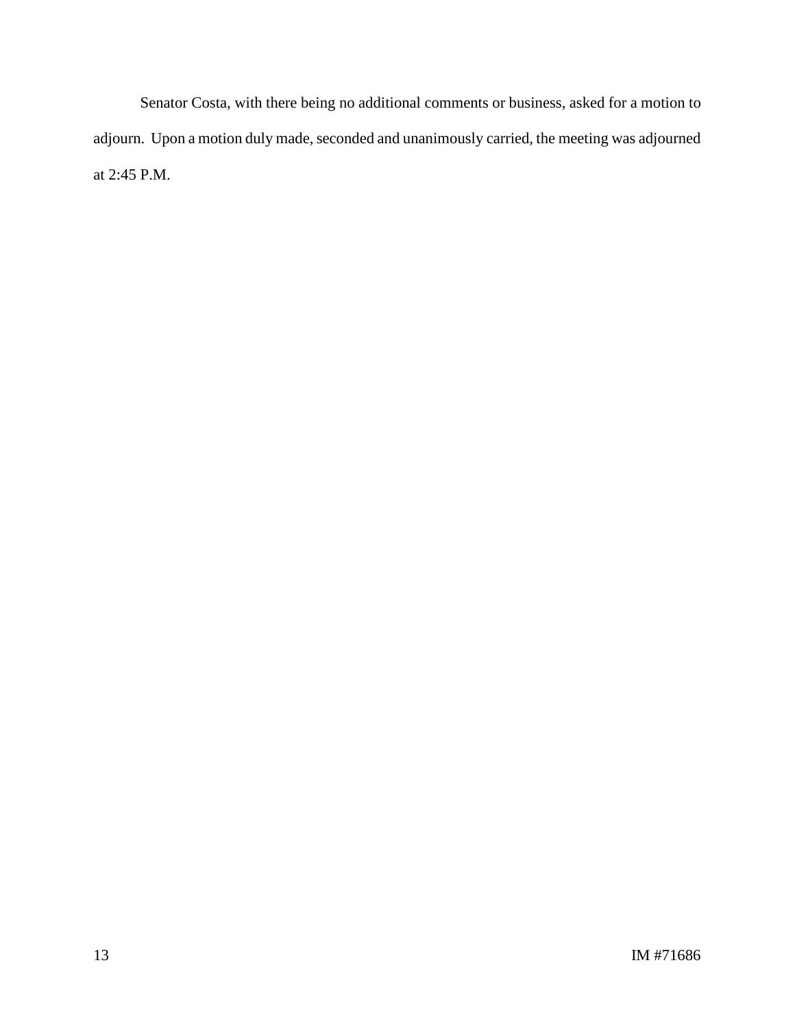Senator Costa, with there being no additional comments or business, asked for a motion to adjourn. Upon a motion duly made, seconded and unanimously carried, the meeting was adjourned at 2:45 P.M.